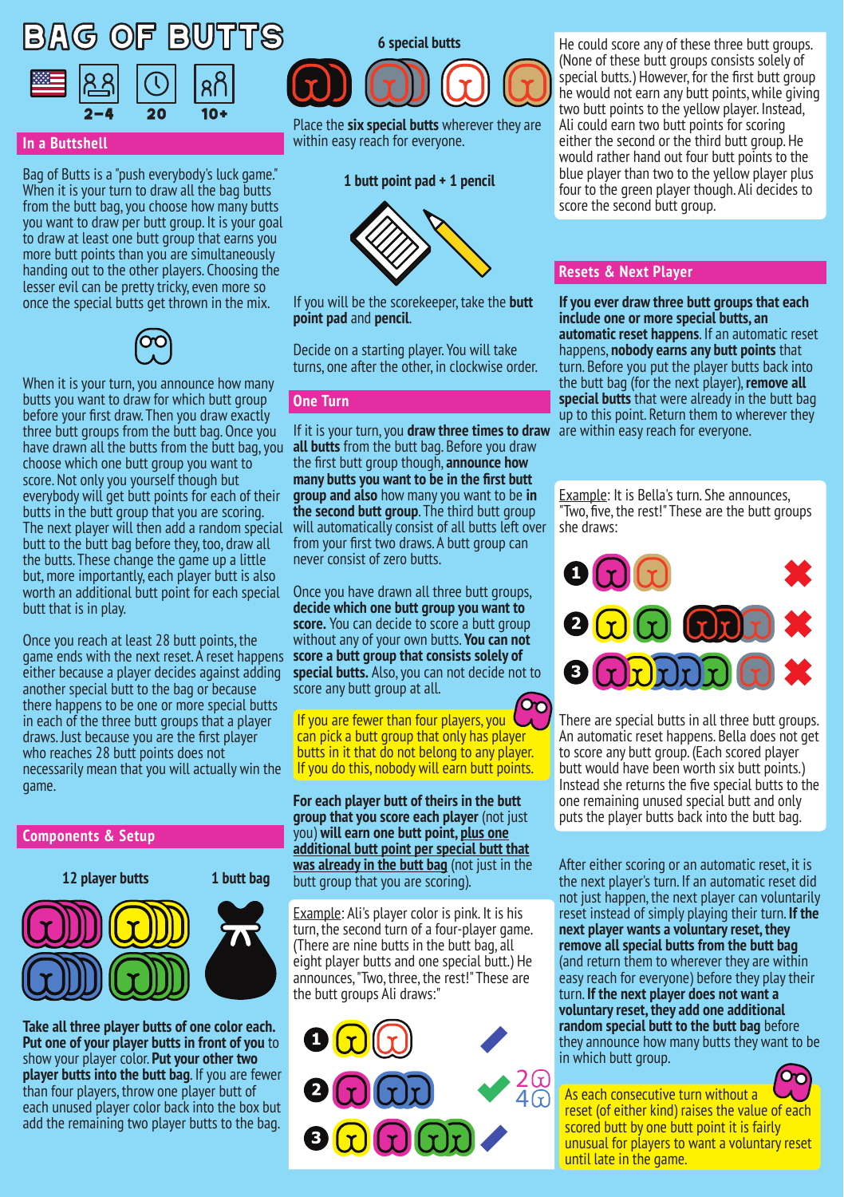# BAG OF BUTTS

2–4 | 20 | 10+

## In a Buttshell

Bag of Butts is a "push everybody's luck game." When it is your turn to draw all the bag butts from the butt bag, you choose how many butts you want to draw per butt group. It is your goal to draw at least one butt group that earns you more butt points than you are simultaneously handing out to the other players. Choosing the lesser evil can be pretty tricky, even more so once the special butts get thrown in the mix.

When it is your turn, you announce how many butts you want to draw for which butt group before your first draw. Then you draw exactly three butt groups from the butt bag. Once you have drawn all the butts from the butt bag, you choose which one butt group you want to score. Not only you yourself though but everybody will get butt points for each of their butts in the butt group that you are scoring. The next player will then add a random special butt to the butt bag before they, too, draw all the butts. These change the game up a little but, more importantly, each player butt is also worth an additional butt point for each special butt that is in play.

Once you reach at least 28 butt points, the game ends with the next reset. A reset happens either because a player decides against adding another special butt to the bag or because there happens to be one or more special butts in each of the three butt groups that a player draws. Just because you are the first player who reaches 28 butt points does not necessarily mean that you will actually win the game.

## Components & Setup

12 player butts

1 butt bag

**Take all three player butts of one color each. Put one of your player butts in front of you** to show your player color. **Put your other two player butts into the butt bag.** If you are fewer than four players, throw one player butt of each unused player color back into the box but add the remaining two player butts to the bag.

6 special butts

Place the **six special butts** wherever they are within easy reach for everyone.

1 butt point pad + 1 pencil

If you will be the scorekeeper, take the **butt point pad** and **pencil**.

Decide on a starting player. You will take turns, one after the other, in clockwise order.

## One Turn

If it is your turn, you **draw three times to draw all butts** from the butt bag. Before you draw the first butt group though, **announce how many butts you want to be in the first butt group and also** how many you want to be **in the second butt group**. The third butt group will automatically consist of all butts left over from your first two draws. A butt group can never consist of zero butts.

Once you have drawn all three butt groups, **decide which one butt group you want to score.** You can decide to score a butt group without any of your own butts. **You can not score a butt group that consists solely of special butts.** Also, you can not decide not to score any butt group at all.

If you are fewer than four players, you can pick a butt group that only has player butts in it that do not belong to any player. If you do this, nobody will earn butt points.

**For each player butt of theirs in the butt group that you score each player** (not just you) **will earn one butt point, plus one additional butt point per special butt that was already in the butt bag** (not just in the butt group that you are scoring).

Example: Ali's player color is pink. It is his turn, the second turn of a four-player game. (There are nine butts in the butt bag, all eight player butts and one special butt.) He announces, "Two, three, the rest!" These are the butt groups Ali draws:

1. ✎
2. ✔ 2, 4
3. ✎

He could score any of these three butt groups. (None of these butt groups consists solely of special butts.) However, for the first butt group he would not earn any butt points, while giving two butt points to the yellow player. Instead, Ali could earn two butt points for scoring either the second or the third butt group. He would rather hand out four butt points to the blue player than two to the yellow player plus four to the green player though. Ali decides to score the second butt group.

## Resets & Next Player

**If you ever draw three butt groups that each include one or more special butts, an automatic reset happens.** If an automatic reset happens, **nobody earns any butt points** that turn. Before you put the player butts back into the butt bag (for the next player), **remove all special butts** that were already in the butt bag up to this point. Return them to wherever they are within easy reach for everyone.

Example: It is Bella's turn. She announces, "Two, five, the rest!" These are the butt groups she draws:

1. ✖
2. ✖
3. ✖

There are special butts in all three butt groups. An automatic reset happens. Bella does not get to score any butt group. (Each scored player butt would have been worth six butt points.) Instead she returns the five special butts to the one remaining unused special butt and only puts the player butts back into the butt bag.

After either scoring or an automatic reset, it is the next player's turn. If an automatic reset did not just happen, the next player can voluntarily reset instead of simply playing their turn. **If the next player wants a voluntary reset, they remove all special butts from the butt bag** (and return them to wherever they are within easy reach for everyone) before they play their turn. **If the next player does not want a voluntary reset, they add one additional random special butt to the butt bag** before they announce how many butts they want to be in which butt group.

As each consecutive turn without a reset (of either kind) raises the value of each scored butt by one butt point it is fairly unusual for players to want a voluntary reset until late in the game.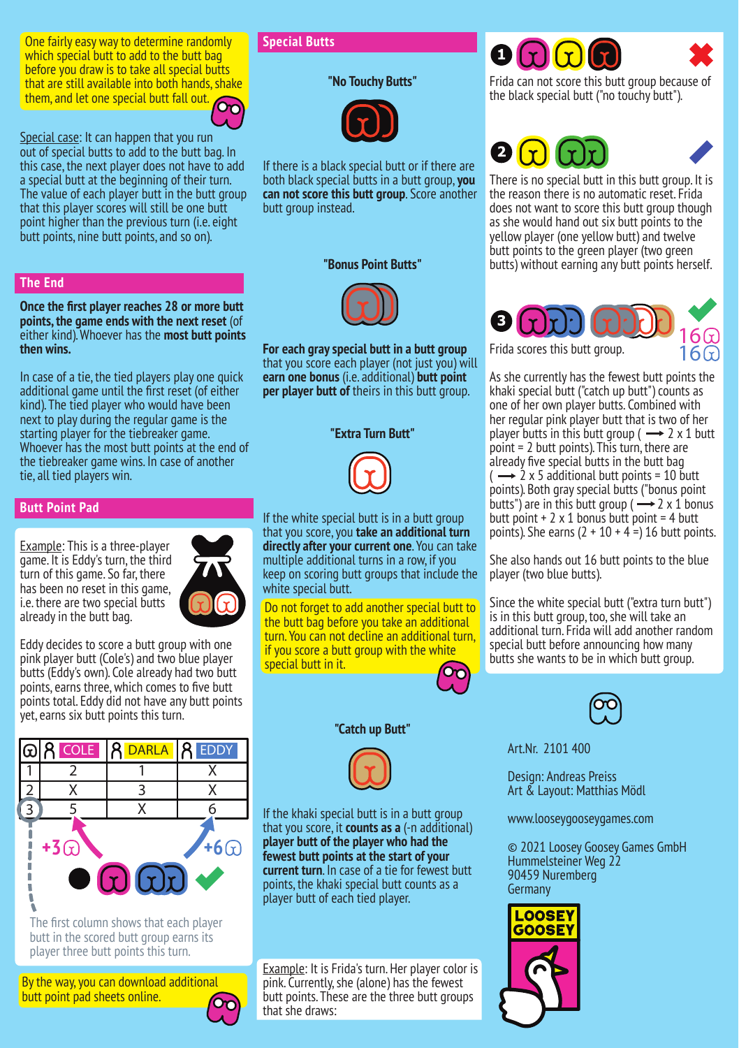One fairly easy way to determine randomly which special butt to add to the butt bag before you draw is to take all special butts that are still available into both hands, shake them, and let one special butt fall out.

Special case: It can happen that you run out of special butts to add to the butt bag. In this case, the next player does not have to add a special butt at the beginning of their turn. The value of each player butt in the butt group that this player scores will still be one butt point higher than the previous turn (i.e. eight butt points, nine butt points, and so on).

## The End

**Once the first player reaches 28 or more butt points, the game ends with the next reset** (of either kind). Whoever has the **most butt points then wins.**

In case of a tie, the tied players play one quick additional game until the first reset (of either kind). The tied player who would have been next to play during the regular game is the starting player for the tiebreaker game. Whoever has the most butt points at the end of the tiebreaker game wins. In case of another tie, all tied players win.

## Butt Point Pad

Example: This is a three-player game. It is Eddy's turn, the third turn of this game. So far, there has been no reset in this game, i.e. there are two special butts already in the butt bag.

Eddy decides to score a butt group with one pink player butt (Cole's) and two blue player butts (Eddy's own). Cole already had two butt points, earns three, which comes to five butt points total. Eddy did not have any butt points yet, earns six butt points this turn.

| | COLE | DARLA | EDDY |
|---|---|---|---|
| 1 | 2 | 1 | X |
| 2 | X | 3 | X |
| 3 | 5 | X | 6 |

+3 +6

The first column shows that each player butt in the scored butt group earns its player three butt points this turn.

By the way, you can download additional butt point pad sheets online.

## Special Butts

### "No Touchy Butts"

If there is a black special butt or if there are both black special butts in a butt group, **you can not score this butt group**. Score another butt group instead.

### "Bonus Point Butts"

**For each gray special butt in a butt group** that you score each player (not just you) will **earn one bonus** (i.e. additional) **butt point per player butt of** theirs in this butt group.

### "Extra Turn Butt"

If the white special butt is in a butt group that you score, you **take an additional turn directly after your current one**. You can take multiple additional turns in a row, if you keep on scoring butt groups that include the white special butt.

Do not forget to add another special butt to the butt bag before you take an additional turn. You can not decline an additional turn, if you score a butt group with the white special butt in it.

### "Catch up Butt"

If the khaki special butt is in a butt group that you score, it **counts as a** (-n additional) **player butt of the player who had the fewest butt points at the start of your current turn**. In case of a tie for fewest butt points, the khaki special butt counts as a player butt of each tied player.

Example: It is Frida's turn. Her player color is pink. Currently, she (alone) has the fewest butt points. These are the three butt groups that she draws:

**1** Frida can not score this butt group because of the black special butt ("no touchy butt").

**2** There is no special butt in this butt group. It is the reason there is no automatic reset. Frida does not want to score this butt group though as she would hand out six butt points to the yellow player (one yellow butt) and twelve butt points to the green player (two green butts) without earning any butt points herself.

**3** Frida scores this butt group. 16 16

As she currently has the fewest butt points the khaki special butt ("catch up butt") counts as one of her own player butts. Combined with her regular pink player butt that is two of her player butts in this butt group (⟶ 2 x 1 butt point = 2 butt points). This turn, there are already five special butts in the butt bag (⟶ 2 x 5 additional butt points = 10 butt points). Both gray special butts ("bonus point butts") are in this butt group (⟶ 2 x 1 bonus butt point + 2 x 1 bonus butt point = 4 butt points). She earns (2 + 10 + 4 =) 16 butt points.

She also hands out 16 butt points to the blue player (two blue butts).

Since the white special butt ("extra turn butt") is in this butt group, too, she will take an additional turn. Frida will add another random special butt before announcing how many butts she wants to be in which butt group.

Art.Nr. 2101 400

Design: Andreas Preiss
Art & Layout: Matthias Mödl

www.looseygooseygames.com

© 2021 Loosey Goosey Games GmbH
Hummelsteiner Weg 22
90459 Nuremberg
Germany

LOOSEY GOOSEY